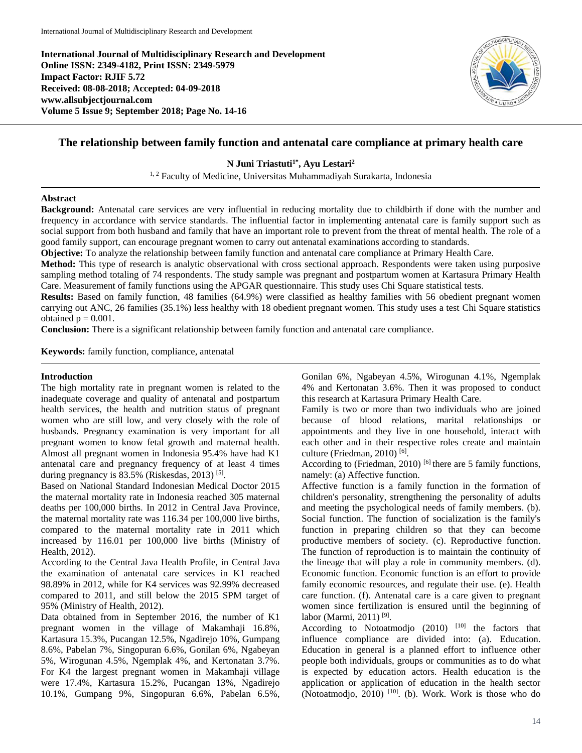**International Journal of Multidisciplinary Research and Development**
**Online ISSN: 2349-4182, Print ISSN: 2349-5979**
**Impact Factor: RJIF 5.72**
**Received: 08-08-2018; Accepted: 04-09-2018**
**www.allsubjectjournal.com**
**Volume 5 Issue 9; September 2018; Page No. 14-16**

# The relationship between family function and antenatal care compliance at primary health care

**N Juni Triastuti[1*], Ayu Lestari[2]**

[1, 2] Faculty of Medicine, Universitas Muhammadiyah Surakarta, Indonesia

## Abstract

**Background:** Antenatal care services are very influential in reducing mortality due to childbirth if done with the number and frequency in accordance with service standards. The influential factor in implementing antenatal care is family support such as social support from both husband and family that have an important role to prevent from the threat of mental health. The role of a good family support, can encourage pregnant women to carry out antenatal examinations according to standards.

**Objective:** To analyze the relationship between family function and antenatal care compliance at Primary Health Care.

**Method:** This type of research is analytic observational with cross sectional approach. Respondents were taken using purposive sampling method totaling of 74 respondents. The study sample was pregnant and postpartum women at Kartasura Primary Health Care. Measurement of family functions using the APGAR questionnaire. This study uses Chi Square statistical tests.

**Results:** Based on family function, 48 families (64.9%) were classified as healthy families with 56 obedient pregnant women carrying out ANC, 26 families (35.1%) less healthy with 18 obedient pregnant women. This study uses a test Chi Square statistics obtained $p = 0.001$.

**Conclusion:** There is a significant relationship between family function and antenatal care compliance.

**Keywords:** family function, compliance, antenatal

## Introduction

The high mortality rate in pregnant women is related to the inadequate coverage and quality of antenatal and postpartum health services, the health and nutrition status of pregnant women who are still low, and very closely with the role of husbands. Pregnancy examination is very important for all pregnant women to know fetal growth and maternal health. Almost all pregnant women in Indonesia 95.4% have had K1 antenatal care and pregnancy frequency of at least 4 times during pregnancy is 83.5% (Riskesdas, 2013) [5].

Based on National Standard Indonesian Medical Doctor 2015 the maternal mortality rate in Indonesia reached 305 maternal deaths per 100,000 births. In 2012 in Central Java Province, the maternal mortality rate was 116.34 per 100,000 live births, compared to the maternal mortality rate in 2011 which increased by 116.01 per 100,000 live births (Ministry of Health, 2012).

According to the Central Java Health Profile, in Central Java the examination of antenatal care services in K1 reached 98.89% in 2012, while for K4 services was 92.99% decreased compared to 2011, and still below the 2015 SPM target of 95% (Ministry of Health, 2012).

Data obtained from in September 2016, the number of K1 pregnant women in the village of Makamhaji 16.8%, Kartasura 15.3%, Pucangan 12.5%, Ngadirejo 10%, Gumpang 8.6%, Pabelan 7%, Singopuran 6.6%, Gonilan 6%, Ngabeyan 5%, Wirogunan 4.5%, Ngemplak 4%, and Kertonatan 3.7%. For K4 the largest pregnant women in Makamhaji village were 17.4%, Kartasura 15.2%, Pucangan 13%, Ngadirejo 10.1%, Gumpang 9%, Singopuran 6.6%, Pabelan 6.5%, Gonilan 6%, Ngabeyan 4.5%, Wirogunan 4.1%, Ngemplak 4% and Kertonatan 3.6%. Then it was proposed to conduct this research at Kartasura Primary Health Care.

Family is two or more than two individuals who are joined because of blood relations, marital relationships or appointments and they live in one household, interact with each other and in their respective roles create and maintain culture (Friedman, 2010) [6].

According to (Friedman, 2010) [6] there are 5 family functions, namely: (a) Affective function.

Affective function is a family function in the formation of children's personality, strengthening the personality of adults and meeting the psychological needs of family members. (b). Social function. The function of socialization is the family's function in preparing children so that they can become productive members of society. (c). Reproductive function. The function of reproduction is to maintain the continuity of the lineage that will play a role in community members. (d). Economic function. Economic function is an effort to provide family economic resources, and regulate their use. (e). Health care function. (f). Antenatal care is a care given to pregnant women since fertilization is ensured until the beginning of labor (Marmi, 2011) [9].

According to Notoatmodjo (2010) [10] the factors that influence compliance are divided into: (a). Education. Education in general is a planned effort to influence other people both individuals, groups or communities as to do what is expected by education actors. Health education is the application or application of education in the health sector (Notoatmodjo, 2010) [10]. (b). Work. Work is those who do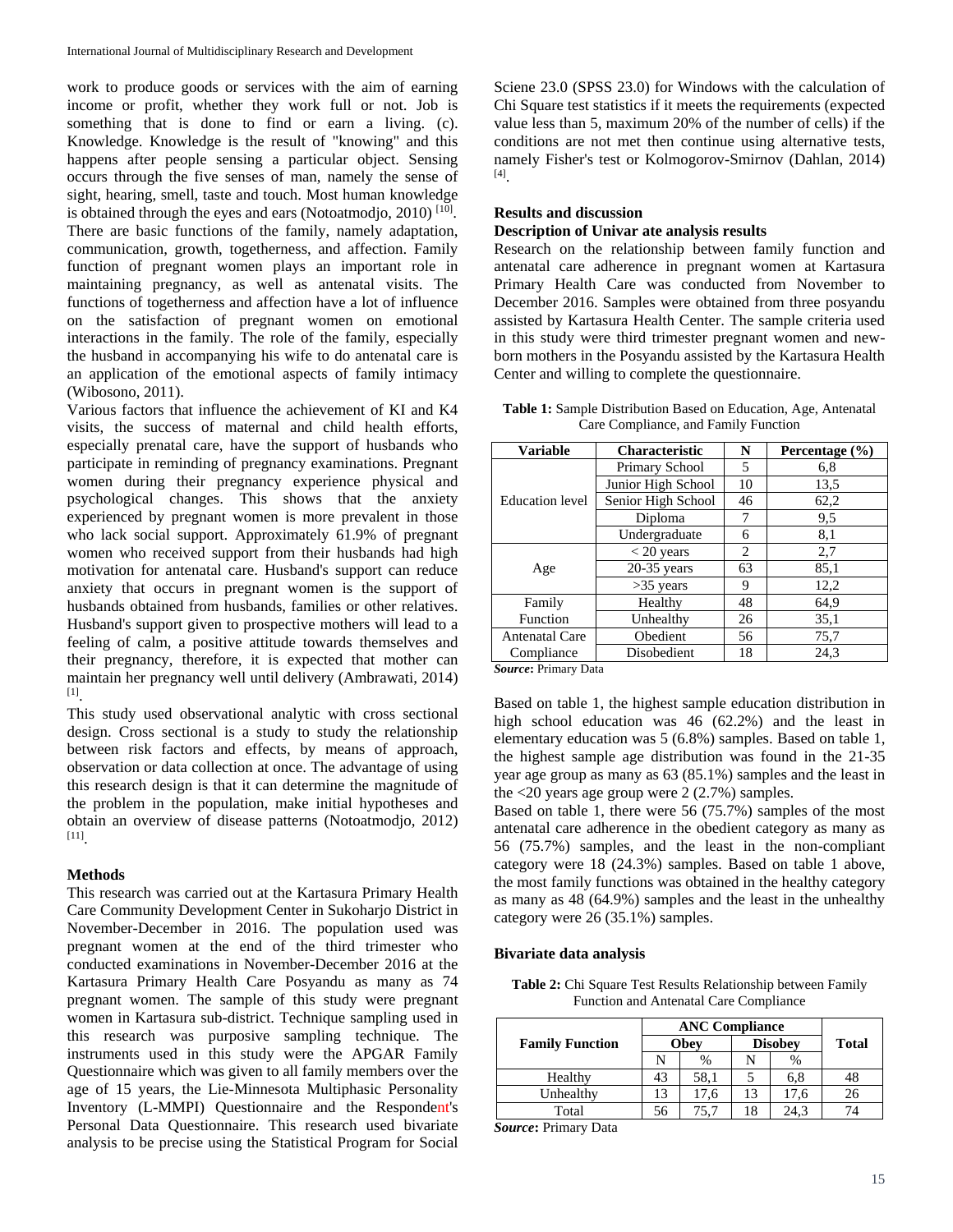work to produce goods or services with the aim of earning income or profit, whether they work full or not. Job is something that is done to find or earn a living. (c). Knowledge. Knowledge is the result of "knowing" and this happens after people sensing a particular object. Sensing occurs through the five senses of man, namely the sense of sight, hearing, smell, taste and touch. Most human knowledge is obtained through the eyes and ears (Notoatmodjo, 2010) [10].

There are basic functions of the family, namely adaptation, communication, growth, togetherness, and affection. Family function of pregnant women plays an important role in maintaining pregnancy, as well as antenatal visits. The functions of togetherness and affection have a lot of influence on the satisfaction of pregnant women on emotional interactions in the family. The role of the family, especially the husband in accompanying his wife to do antenatal care is an application of the emotional aspects of family intimacy (Wibosono, 2011).

Various factors that influence the achievement of KI and K4 visits, the success of maternal and child health efforts, especially prenatal care, have the support of husbands who participate in reminding of pregnancy examinations. Pregnant women during their pregnancy experience physical and psychological changes. This shows that the anxiety experienced by pregnant women is more prevalent in those who lack social support. Approximately 61.9% of pregnant women who received support from their husbands had high motivation for antenatal care. Husband's support can reduce anxiety that occurs in pregnant women is the support of husbands obtained from husbands, families or other relatives. Husband's support given to prospective mothers will lead to a feeling of calm, a positive attitude towards themselves and their pregnancy, therefore, it is expected that mother can maintain her pregnancy well until delivery (Ambrawati, 2014) [1].

This study used observational analytic with cross sectional design. Cross sectional is a study to study the relationship between risk factors and effects, by means of approach, observation or data collection at once. The advantage of using this research design is that it can determine the magnitude of the problem in the population, make initial hypotheses and obtain an overview of disease patterns (Notoatmodjo, 2012) [11].

## Methods

This research was carried out at the Kartasura Primary Health Care Community Development Center in Sukoharjo District in November-December in 2016. The population used was pregnant women at the end of the third trimester who conducted examinations in November-December 2016 at the Kartasura Primary Health Care Posyandu as many as 74 pregnant women. The sample of this study were pregnant women in Kartasura sub-district. Technique sampling used in this research was purposive sampling technique. The instruments used in this study were the APGAR Family Questionnaire which was given to all family members over the age of 15 years, the Lie-Minnesota Multiphasic Personality Inventory (L-MMPI) Questionnaire and the Respondent's Personal Data Questionnaire. This research used bivariate analysis to be precise using the Statistical Program for Social Sciene 23.0 (SPSS 23.0) for Windows with the calculation of Chi Square test statistics if it meets the requirements (expected value less than 5, maximum 20% of the number of cells) if the conditions are not met then continue using alternative tests, namely Fisher's test or Kolmogorov-Smirnov (Dahlan, 2014) [4].

## Results and discussion

### Description of Univar ate analysis results

Research on the relationship between family function and antenatal care adherence in pregnant women at Kartasura Primary Health Care was conducted from November to December 2016. Samples were obtained from three posyandu assisted by Kartasura Health Center. The sample criteria used in this study were third trimester pregnant women and new-born mothers in the Posyandu assisted by the Kartasura Health Center and willing to complete the questionnaire.

**Table 1:** Sample Distribution Based on Education, Age, Antenatal Care Compliance, and Family Function

| Variable | Characteristic | N | Percentage (%) |
|---|---|---|---|
| Education level | Primary School | 5 | 6,8 |
| | Junior High School | 10 | 13,5 |
| | Senior High School | 46 | 62,2 |
| | Diploma | 7 | 9,5 |
| | Undergraduate | 6 | 8,1 |
| Age | < 20 years | 2 | 2,7 |
| | 20-35 years | 63 | 85,1 |
| | >35 years | 9 | 12,2 |
| Family Function | Healthy | 48 | 64,9 |
| | Unhealthy | 26 | 35,1 |
| Antenatal Care Compliance | Obedient | 56 | 75,7 |
| | Disobedient | 18 | 24,3 |

***Source*:** Primary Data

Based on table 1, the highest sample education distribution in high school education was 46 (62.2%) and the least in elementary education was 5 (6.8%) samples. Based on table 1, the highest sample age distribution was found in the 21-35 year age group as many as 63 (85.1%) samples and the least in the <20 years age group were 2 (2.7%) samples.

Based on table 1, there were 56 (75.7%) samples of the most antenatal care adherence in the obedient category as many as 56 (75.7%) samples, and the least in the non-compliant category were 18 (24.3%) samples. Based on table 1 above, the most family functions was obtained in the healthy category as many as 48 (64.9%) samples and the least in the unhealthy category were 26 (35.1%) samples.

### Bivariate data analysis

**Table 2:** Chi Square Test Results Relationship between Family Function and Antenatal Care Compliance

| Family Function | ANC Compliance | | | | Total |
|---|---|---|---|---|---|
| | Obey | | Disobey | | |
| | N | % | N | % | |
| Healthy | 43 | 58,1 | 5 | 6,8 | 48 |
| Unhealthy | 13 | 17,6 | 13 | 17,6 | 26 |
| Total | 56 | 75,7 | 18 | 24,3 | 74 |

***Source*:** Primary Data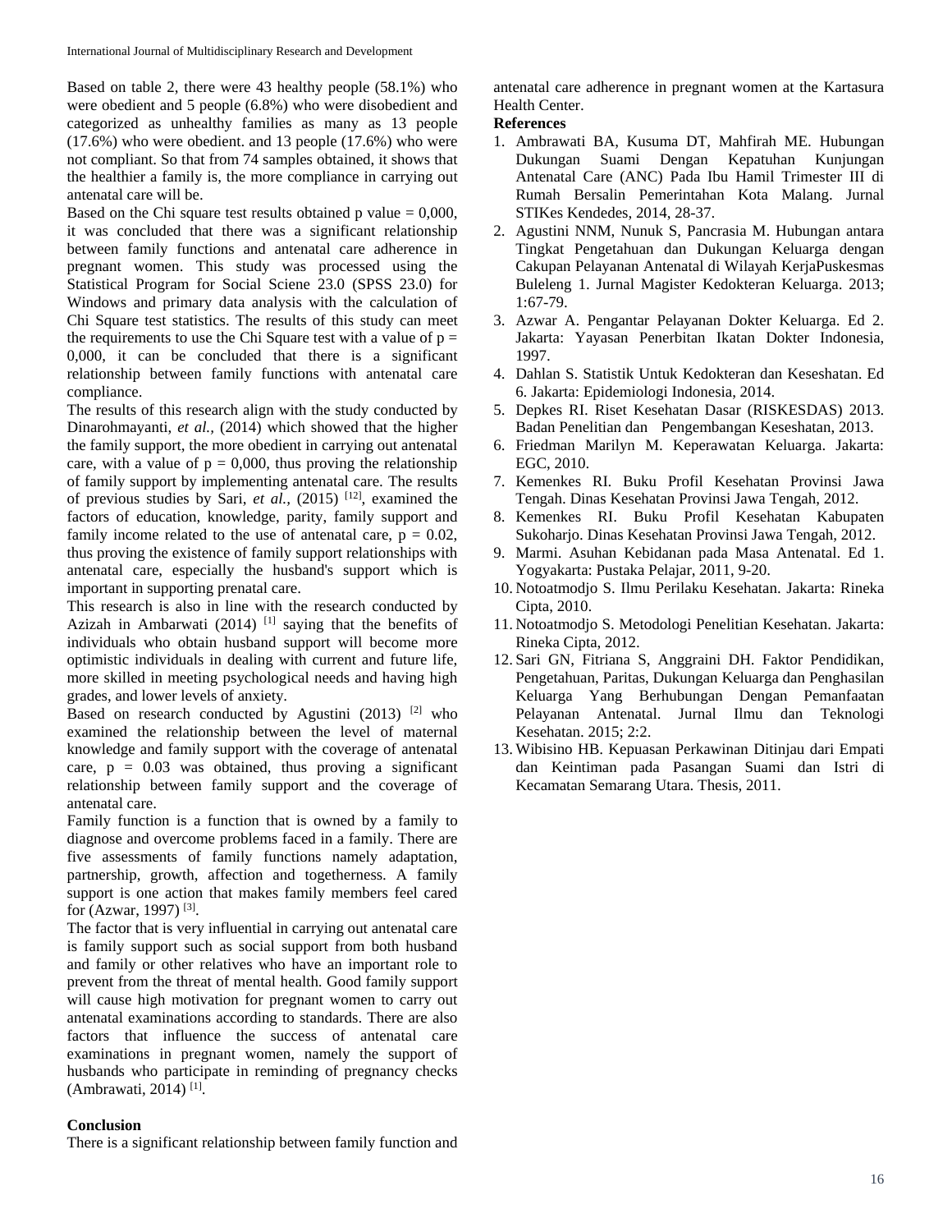Based on table 2, there were 43 healthy people (58.1%) who were obedient and 5 people (6.8%) who were disobedient and categorized as unhealthy families as many as 13 people (17.6%) who were obedient. and 13 people (17.6%) who were not compliant. So that from 74 samples obtained, it shows that the healthier a family is, the more compliance in carrying out antenatal care will be.

Based on the Chi square test results obtained p value = 0,000, it was concluded that there was a significant relationship between family functions and antenatal care adherence in pregnant women. This study was processed using the Statistical Program for Social Sciene 23.0 (SPSS 23.0) for Windows and primary data analysis with the calculation of Chi Square test statistics. The results of this study can meet the requirements to use the Chi Square test with a value of p = 0,000, it can be concluded that there is a significant relationship between family functions with antenatal care compliance.

The results of this research align with the study conducted by Dinarohmayanti, *et al.,* (2014) which showed that the higher the family support, the more obedient in carrying out antenatal care, with a value of p = 0,000, thus proving the relationship of family support by implementing antenatal care. The results of previous studies by Sari, *et al.*, (2015) [12], examined the factors of education, knowledge, parity, family support and family income related to the use of antenatal care, p = 0.02, thus proving the existence of family support relationships with antenatal care, especially the husband's support which is important in supporting prenatal care.

This research is also in line with the research conducted by Azizah in Ambarwati (2014) [1] saying that the benefits of individuals who obtain husband support will become more optimistic individuals in dealing with current and future life, more skilled in meeting psychological needs and having high grades, and lower levels of anxiety.

Based on research conducted by Agustini (2013) [2] who examined the relationship between the level of maternal knowledge and family support with the coverage of antenatal care, p = 0.03 was obtained, thus proving a significant relationship between family support and the coverage of antenatal care.

Family function is a function that is owned by a family to diagnose and overcome problems faced in a family. There are five assessments of family functions namely adaptation, partnership, growth, affection and togetherness. A family support is one action that makes family members feel cared for (Azwar, 1997) [3].

The factor that is very influential in carrying out antenatal care is family support such as social support from both husband and family or other relatives who have an important role to prevent from the threat of mental health. Good family support will cause high motivation for pregnant women to carry out antenatal examinations according to standards. There are also factors that influence the success of antenatal care examinations in pregnant women, namely the support of husbands who participate in reminding of pregnancy checks (Ambrawati, 2014) [1].

## Conclusion

There is a significant relationship between family function and antenatal care adherence in pregnant women at the Kartasura Health Center.

## References

1. Ambrawati BA, Kusuma DT, Mahfirah ME. Hubungan Dukungan Suami Dengan Kepatuhan Kunjungan Antenatal Care (ANC) Pada Ibu Hamil Trimester III di Rumah Bersalin Pemerintahan Kota Malang. Jurnal STIKes Kendedes, 2014, 28-37.
2. Agustini NNM, Nunuk S, Pancrasia M. Hubungan antara Tingkat Pengetahuan dan Dukungan Keluarga dengan Cakupan Pelayanan Antenatal di Wilayah KerjaPuskesmas Buleleng 1. Jurnal Magister Kedokteran Keluarga. 2013; 1:67-79.
3. Azwar A. Pengantar Pelayanan Dokter Keluarga. Ed 2. Jakarta: Yayasan Penerbitan Ikatan Dokter Indonesia, 1997.
4. Dahlan S. Statistik Untuk Kedokteran dan Keseshatan. Ed 6. Jakarta: Epidemiologi Indonesia, 2014.
5. Depkes RI. Riset Kesehatan Dasar (RISKESDAS) 2013. Badan Penelitian dan Pengembangan Keseshatan, 2013.
6. Friedman Marilyn M. Keperawatan Keluarga. Jakarta: EGC, 2010.
7. Kemenkes RI. Buku Profil Kesehatan Provinsi Jawa Tengah. Dinas Kesehatan Provinsi Jawa Tengah, 2012.
8. Kemenkes RI. Buku Profil Kesehatan Kabupaten Sukoharjo. Dinas Kesehatan Provinsi Jawa Tengah, 2012.
9. Marmi. Asuhan Kebidanan pada Masa Antenatal. Ed 1. Yogyakarta: Pustaka Pelajar, 2011, 9-20.
10. Notoatmodjo S. Ilmu Perilaku Kesehatan. Jakarta: Rineka Cipta, 2010.
11. Notoatmodjo S. Metodologi Penelitian Kesehatan. Jakarta: Rineka Cipta, 2012.
12. Sari GN, Fitriana S, Anggraini DH. Faktor Pendidikan, Pengetahuan, Paritas, Dukungan Keluarga dan Penghasilan Keluarga Yang Berhubungan Dengan Pemanfaatan Pelayanan Antenatal. Jurnal Ilmu dan Teknologi Kesehatan. 2015; 2:2.
13. Wibisino HB. Kepuasan Perkawinan Ditinjau dari Empati dan Keintiman pada Pasangan Suami dan Istri di Kecamatan Semarang Utara. Thesis, 2011.